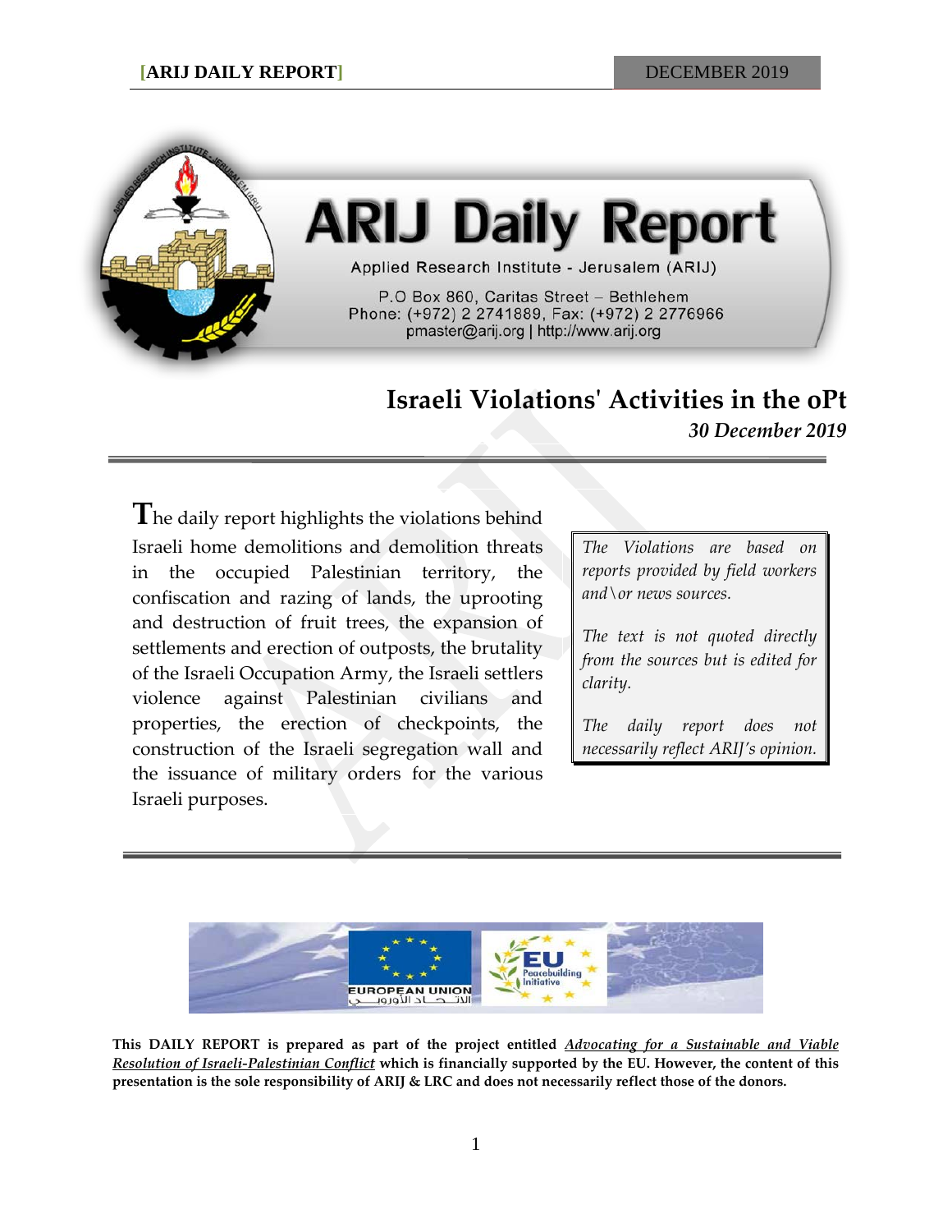# ARIJ Daily Report

Applied Research Institute - Jerusalem (ARIJ)

P.O Box 860, Caritas Street – Bethlehem
Phone: (+972) 2 2741889, Fax: (+972) 2 2776966
pmaster@arij.org | http://www.arij.org

## Israeli Violations' Activities in the oPt

***30 December 2019***

The daily report highlights the violations behind Israeli home demolitions and demolition threats in the occupied Palestinian territory, the confiscation and razing of lands, the uprooting and destruction of fruit trees, the expansion of settlements and erection of outposts, the brutality of the Israeli Occupation Army, the Israeli settlers violence against Palestinian civilians and properties, the erection of checkpoints, the construction of the Israeli segregation wall and the issuance of military orders for the various Israeli purposes.

*The Violations are based on reports provided by field workers and\or news sources.*

*The text is not quoted directly from the sources but is edited for clarity.*

*The daily report does not necessarily reflect ARIJ's opinion.*

EUROPEAN UNION الاتحاد الأوروبي

EU Peacebuilding Initiative

**This DAILY REPORT is prepared as part of the project entitled *Advocating for a Sustainable and Viable Resolution of Israeli-Palestinian Conflict* which is financially supported by the EU. However, the content of this presentation is the sole responsibility of ARIJ & LRC and does not necessarily reflect those of the donors.**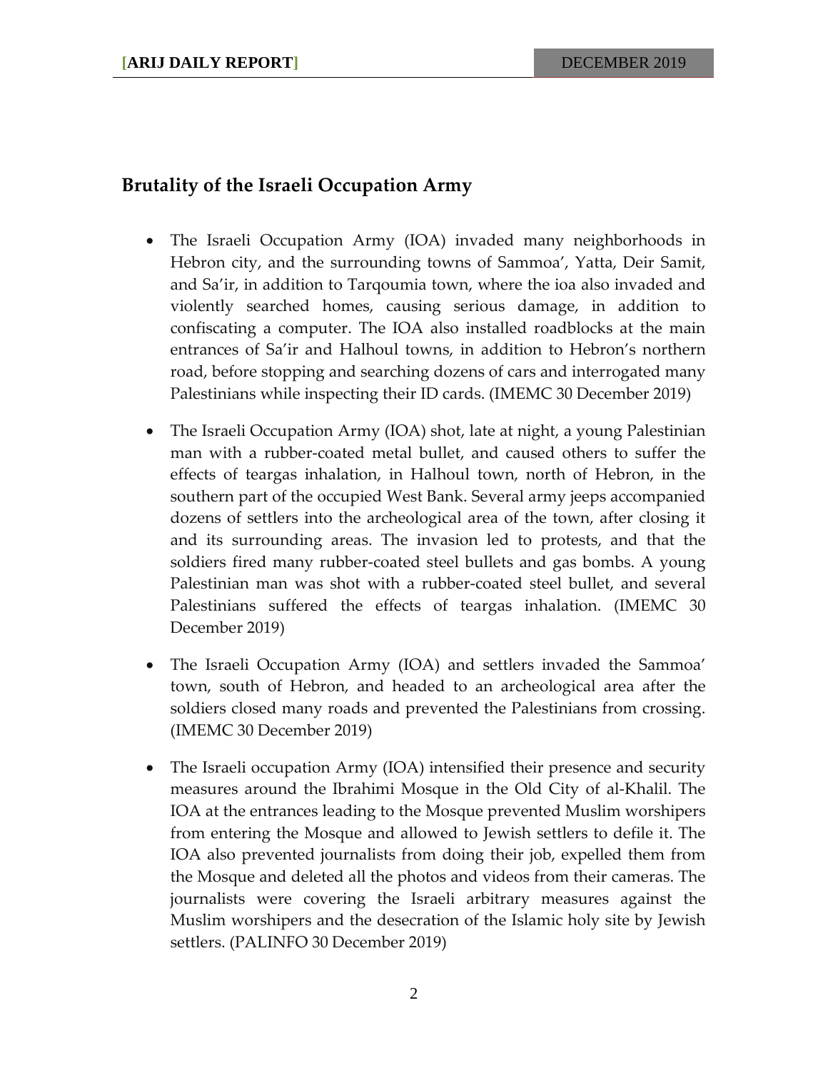## Brutality of the Israeli Occupation Army

- The Israeli Occupation Army (IOA) invaded many neighborhoods in Hebron city, and the surrounding towns of Sammoa', Yatta, Deir Samit, and Sa'ir, in addition to Tarqoumia town, where the ioa also invaded and violently searched homes, causing serious damage, in addition to confiscating a computer. The IOA also installed roadblocks at the main entrances of Sa'ir and Halhoul towns, in addition to Hebron's northern road, before stopping and searching dozens of cars and interrogated many Palestinians while inspecting their ID cards. (IMEMC 30 December 2019)

- The Israeli Occupation Army (IOA) shot, late at night, a young Palestinian man with a rubber-coated metal bullet, and caused others to suffer the effects of teargas inhalation, in Halhoul town, north of Hebron, in the southern part of the occupied West Bank. Several army jeeps accompanied dozens of settlers into the archeological area of the town, after closing it and its surrounding areas. The invasion led to protests, and that the soldiers fired many rubber-coated steel bullets and gas bombs. A young Palestinian man was shot with a rubber-coated steel bullet, and several Palestinians suffered the effects of teargas inhalation. (IMEMC 30 December 2019)

- The Israeli Occupation Army (IOA) and settlers invaded the Sammoa' town, south of Hebron, and headed to an archeological area after the soldiers closed many roads and prevented the Palestinians from crossing. (IMEMC 30 December 2019)

- The Israeli occupation Army (IOA) intensified their presence and security measures around the Ibrahimi Mosque in the Old City of al-Khalil. The IOA at the entrances leading to the Mosque prevented Muslim worshipers from entering the Mosque and allowed to Jewish settlers to defile it. The IOA also prevented journalists from doing their job, expelled them from the Mosque and deleted all the photos and videos from their cameras. The journalists were covering the Israeli arbitrary measures against the Muslim worshipers and the desecration of the Islamic holy site by Jewish settlers. (PALINFO 30 December 2019)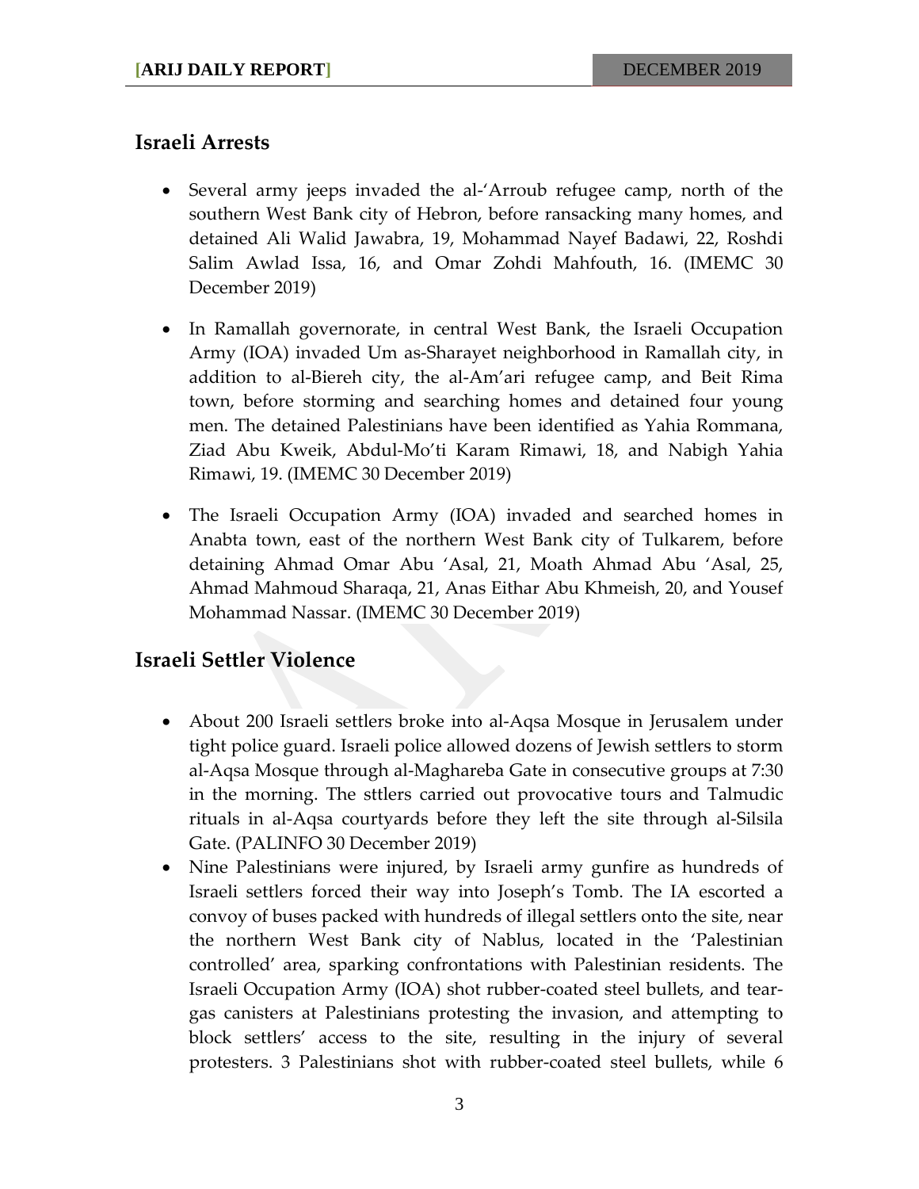## Israeli Arrests

- Several army jeeps invaded the al-'Arroub refugee camp, north of the southern West Bank city of Hebron, before ransacking many homes, and detained Ali Walid Jawabra, 19, Mohammad Nayef Badawi, 22, Roshdi Salim Awlad Issa, 16, and Omar Zohdi Mahfouth, 16. (IMEMC 30 December 2019)

- In Ramallah governorate, in central West Bank, the Israeli Occupation Army (IOA) invaded Um as-Sharayet neighborhood in Ramallah city, in addition to al-Biereh city, the al-Am'ari refugee camp, and Beit Rima town, before storming and searching homes and detained four young men. The detained Palestinians have been identified as Yahia Rommana, Ziad Abu Kweik, Abdul-Mo'ti Karam Rimawi, 18, and Nabigh Yahia Rimawi, 19. (IMEMC 30 December 2019)

- The Israeli Occupation Army (IOA) invaded and searched homes in Anabta town, east of the northern West Bank city of Tulkarem, before detaining Ahmad Omar Abu 'Asal, 21, Moath Ahmad Abu 'Asal, 25, Ahmad Mahmoud Sharaqa, 21, Anas Eithar Abu Khmeish, 20, and Yousef Mohammad Nassar. (IMEMC 30 December 2019)

## Israeli Settler Violence

- About 200 Israeli settlers broke into al-Aqsa Mosque in Jerusalem under tight police guard. Israeli police allowed dozens of Jewish settlers to storm al-Aqsa Mosque through al-Maghareba Gate in consecutive groups at 7:30 in the morning. The sttlers carried out provocative tours and Talmudic rituals in al-Aqsa courtyards before they left the site through al-Silsila Gate. (PALINFO 30 December 2019)
- Nine Palestinians were injured, by Israeli army gunfire as hundreds of Israeli settlers forced their way into Joseph's Tomb. The IA escorted a convoy of buses packed with hundreds of illegal settlers onto the site, near the northern West Bank city of Nablus, located in the 'Palestinian controlled' area, sparking confrontations with Palestinian residents. The Israeli Occupation Army (IOA) shot rubber-coated steel bullets, and tear-gas canisters at Palestinians protesting the invasion, and attempting to block settlers' access to the site, resulting in the injury of several protesters. 3 Palestinians shot with rubber-coated steel bullets, while 6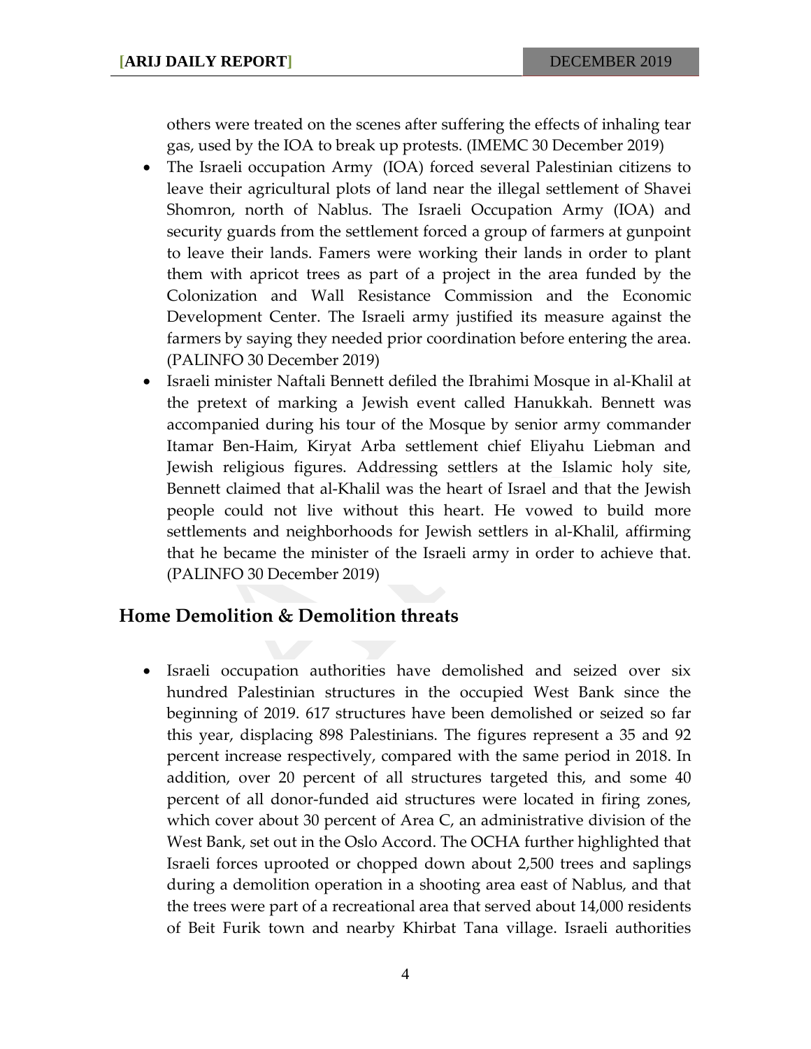others were treated on the scenes after suffering the effects of inhaling tear gas, used by the IOA to break up protests. (IMEMC 30 December 2019)

- The Israeli occupation Army (IOA) forced several Palestinian citizens to leave their agricultural plots of land near the illegal settlement of Shavei Shomron, north of Nablus. The Israeli Occupation Army (IOA) and security guards from the settlement forced a group of farmers at gunpoint to leave their lands. Famers were working their lands in order to plant them with apricot trees as part of a project in the area funded by the Colonization and Wall Resistance Commission and the Economic Development Center. The Israeli army justified its measure against the farmers by saying they needed prior coordination before entering the area. (PALINFO 30 December 2019)
- Israeli minister Naftali Bennett defiled the Ibrahimi Mosque in al-Khalil at the pretext of marking a Jewish event called Hanukkah. Bennett was accompanied during his tour of the Mosque by senior army commander Itamar Ben-Haim, Kiryat Arba settlement chief Eliyahu Liebman and Jewish religious figures. Addressing settlers at the Islamic holy site, Bennett claimed that al-Khalil was the heart of Israel and that the Jewish people could not live without this heart. He vowed to build more settlements and neighborhoods for Jewish settlers in al-Khalil, affirming that he became the minister of the Israeli army in order to achieve that. (PALINFO 30 December 2019)

## Home Demolition & Demolition threats

- Israeli occupation authorities have demolished and seized over six hundred Palestinian structures in the occupied West Bank since the beginning of 2019. 617 structures have been demolished or seized so far this year, displacing 898 Palestinians. The figures represent a 35 and 92 percent increase respectively, compared with the same period in 2018. In addition, over 20 percent of all structures targeted this, and some 40 percent of all donor-funded aid structures were located in firing zones, which cover about 30 percent of Area C, an administrative division of the West Bank, set out in the Oslo Accord. The OCHA further highlighted that Israeli forces uprooted or chopped down about 2,500 trees and saplings during a demolition operation in a shooting area east of Nablus, and that the trees were part of a recreational area that served about 14,000 residents of Beit Furik town and nearby Khirbat Tana village. Israeli authorities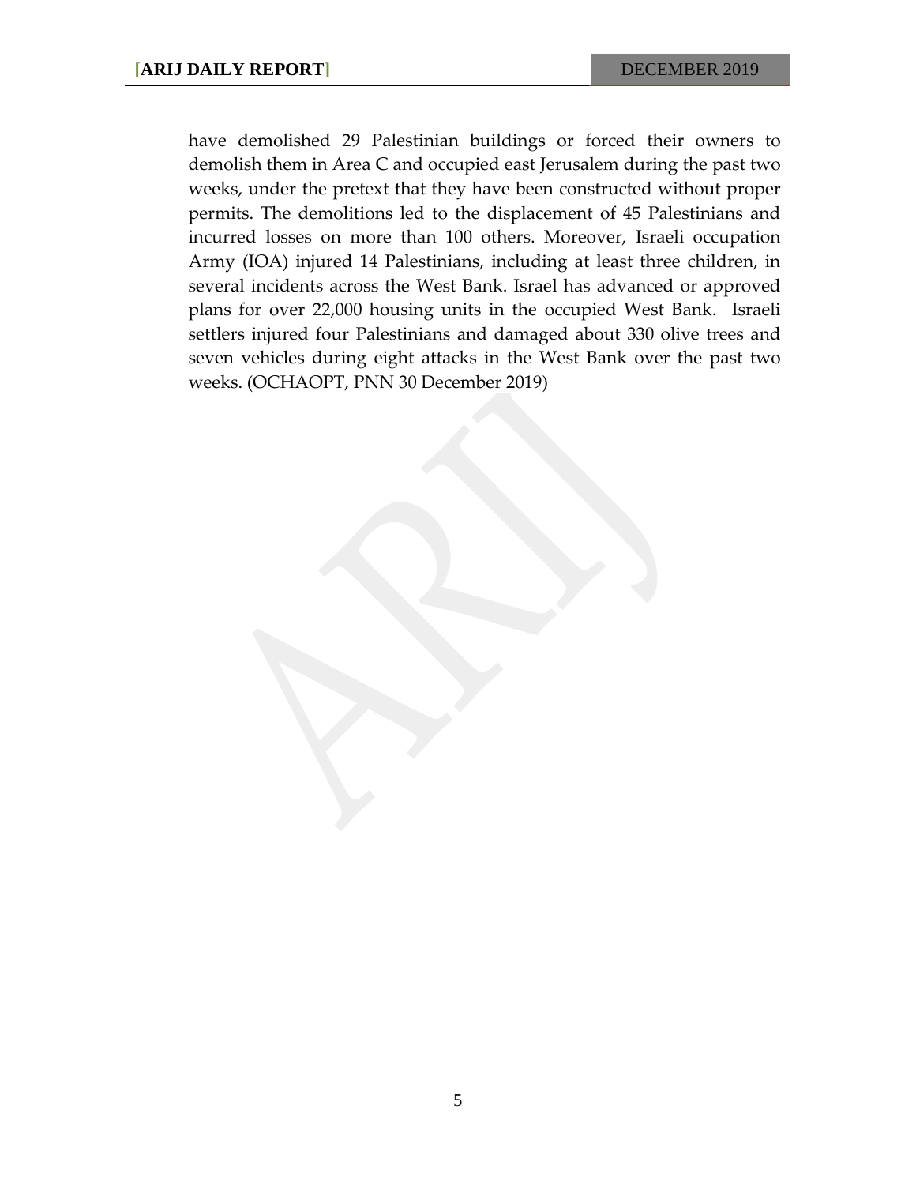have demolished 29 Palestinian buildings or forced their owners to demolish them in Area C and occupied east Jerusalem during the past two weeks, under the pretext that they have been constructed without proper permits. The demolitions led to the displacement of 45 Palestinians and incurred losses on more than 100 others. Moreover, Israeli occupation Army (IOA) injured 14 Palestinians, including at least three children, in several incidents across the West Bank. Israel has advanced or approved plans for over 22,000 housing units in the occupied West Bank. Israeli settlers injured four Palestinians and damaged about 330 olive trees and seven vehicles during eight attacks in the West Bank over the past two weeks. (OCHAOPT, PNN 30 December 2019)